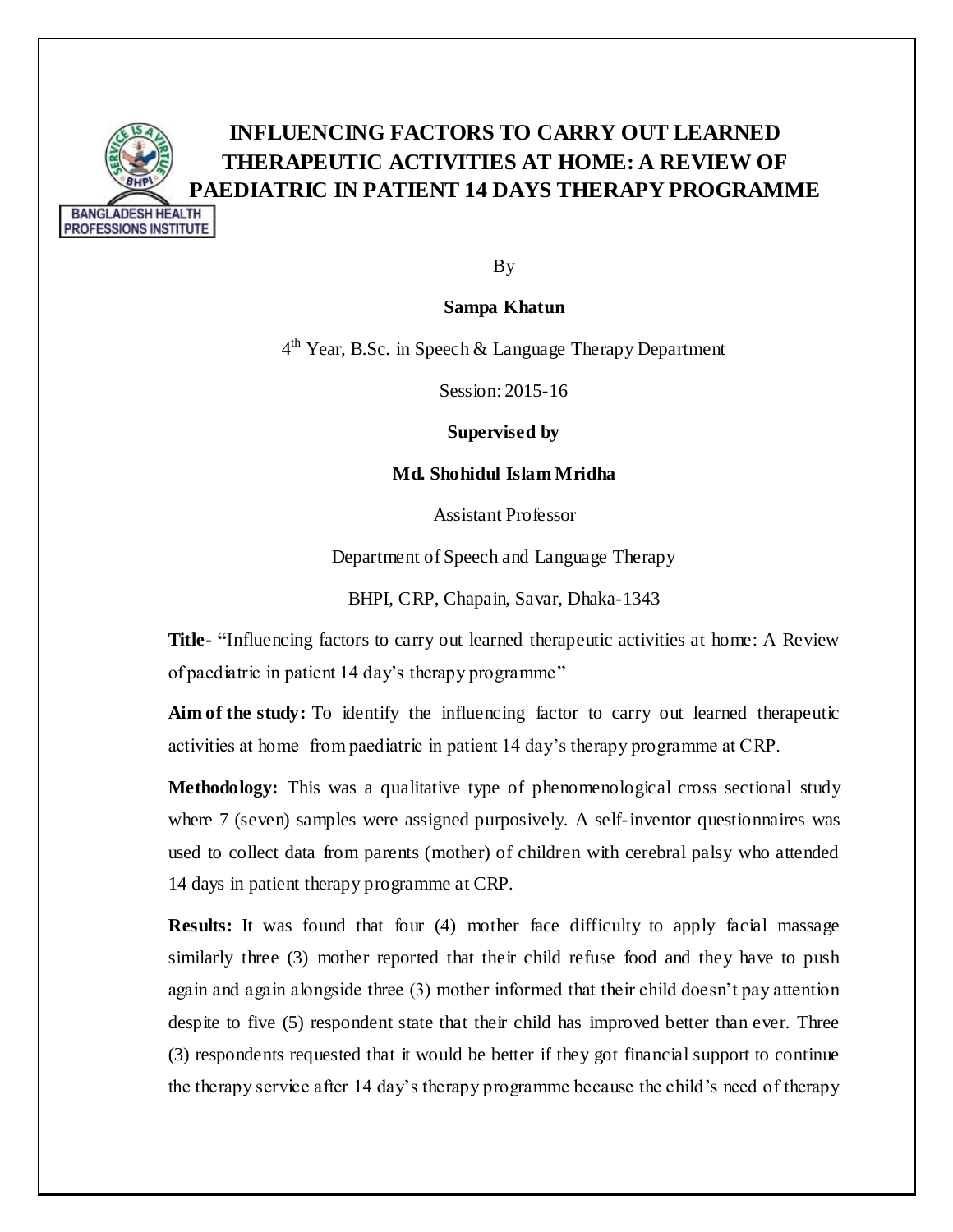# INFLUENCING FACTORS TO CARRY OUT LEARNED THERAPEUTIC ACTIVITIES AT HOME: A REVIEW OF PAEDIATRIC IN PATIENT 14 DAYS THERAPY PROGRAMME

By

**Sampa Khatun**

4th Year, B.Sc. in Speech & Language Therapy Department

Session: 2015-16

**Supervised by**

**Md. Shohidul Islam Mridha**

Assistant Professor

Department of Speech and Language Therapy

BHPI, CRP, Chapain, Savar, Dhaka-1343

**Title- "**Influencing factors to carry out learned therapeutic activities at home: A Review of paediatric in patient 14 day's therapy programme"

**Aim of the study:** To identify the influencing factor to carry out learned therapeutic activities at home from paediatric in patient 14 day's therapy programme at CRP.

**Methodology:** This was a qualitative type of phenomenological cross sectional study where 7 (seven) samples were assigned purposively. A self-inventor questionnaires was used to collect data from parents (mother) of children with cerebral palsy who attended 14 days in patient therapy programme at CRP.

**Results:** It was found that four (4) mother face difficulty to apply facial massage similarly three (3) mother reported that their child refuse food and they have to push again and again alongside three (3) mother informed that their child doesn't pay attention despite to five (5) respondent state that their child has improved better than ever. Three (3) respondents requested that it would be better if they got financial support to continue the therapy service after 14 day's therapy programme because the child's need of therapy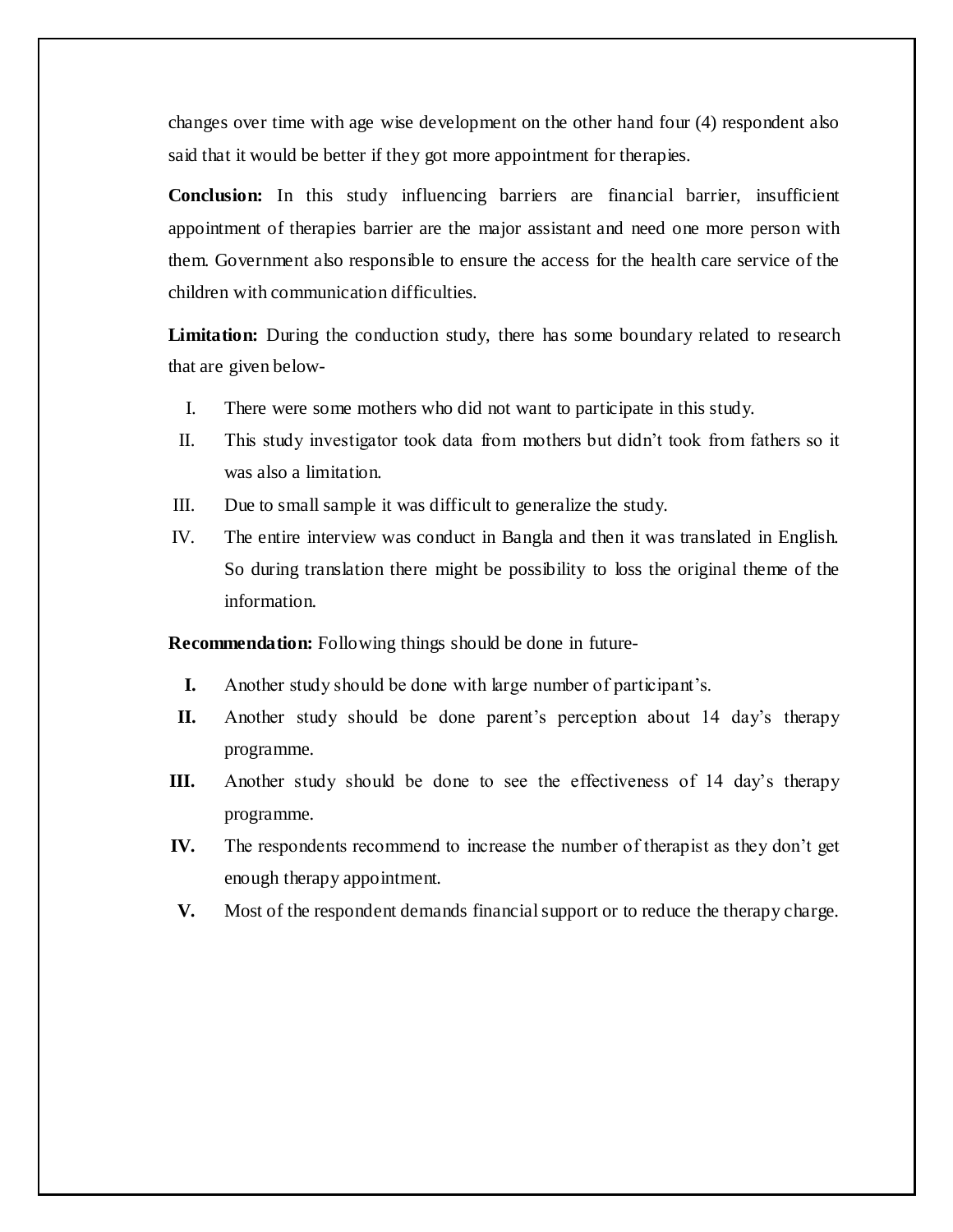changes over time with age wise development on the other hand four (4) respondent also said that it would be better if they got more appointment for therapies.

**Conclusion:** In this study influencing barriers are financial barrier, insufficient appointment of therapies barrier are the major assistant and need one more person with them. Government also responsible to ensure the access for the health care service of the children with communication difficulties.

**Limitation:** During the conduction study, there has some boundary related to research that are given below-

I. There were some mothers who did not want to participate in this study.

II. This study investigator took data from mothers but didn't took from fathers so it was also a limitation.

III. Due to small sample it was difficult to generalize the study.

IV. The entire interview was conduct in Bangla and then it was translated in English. So during translation there might be possibility to loss the original theme of the information.

**Recommendation:** Following things should be done in future-

**I.** Another study should be done with large number of participant's.

**II.** Another study should be done parent's perception about 14 day's therapy programme.

**III.** Another study should be done to see the effectiveness of 14 day's therapy programme.

**IV.** The respondents recommend to increase the number of therapist as they don't get enough therapy appointment.

**V.** Most of the respondent demands financial support or to reduce the therapy charge.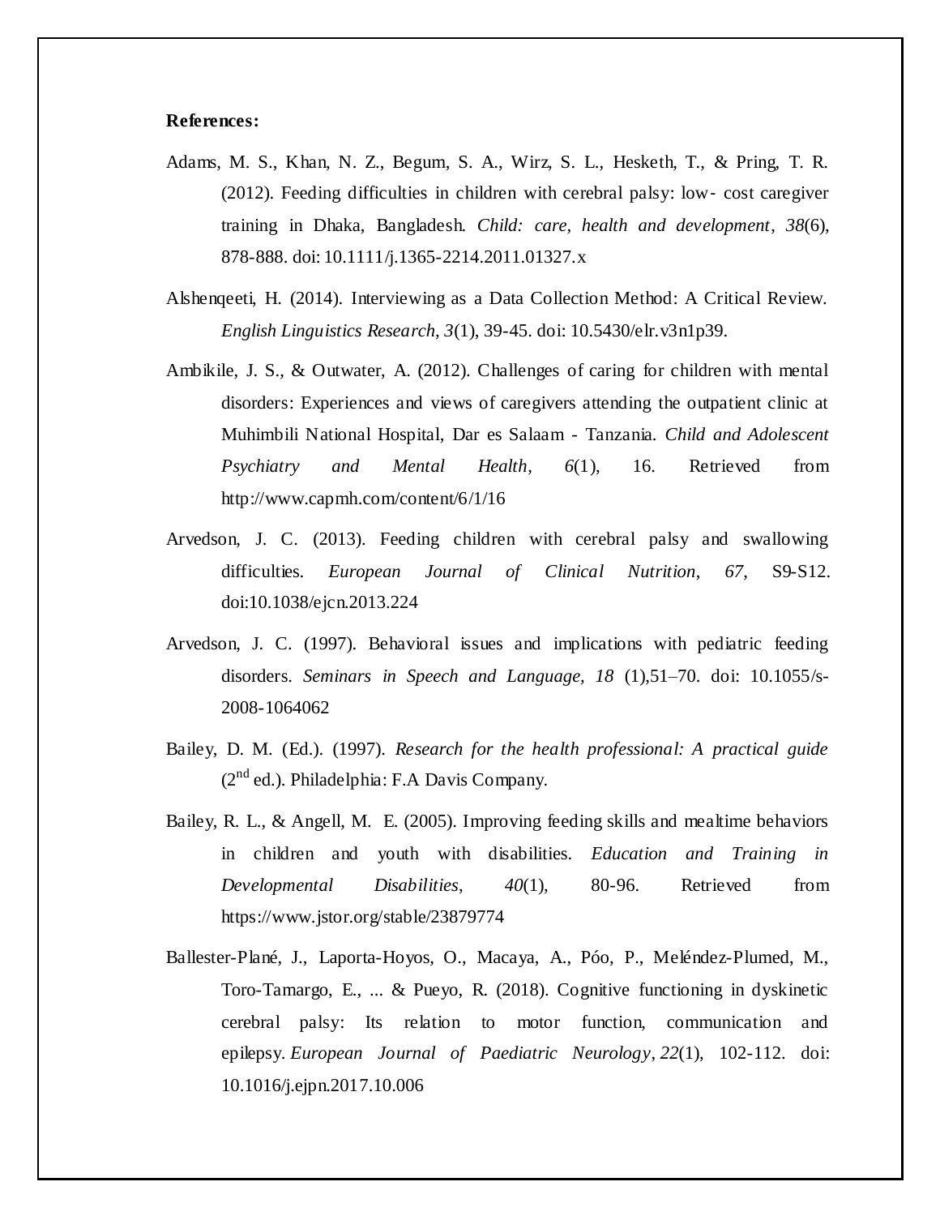**References:**

Adams, M. S., Khan, N. Z., Begum, S. A., Wirz, S. L., Hesketh, T., & Pring, T. R. (2012). Feeding difficulties in children with cerebral palsy: low- cost caregiver training in Dhaka, Bangladesh. *Child: care, health and development*, *38*(6), 878-888. doi: 10.1111/j.1365-2214.2011.01327.x

Alshenqeeti, H. (2014). Interviewing as a Data Collection Method: A Critical Review. *English Linguistics Research, 3*(1), 39-45. doi: 10.5430/elr.v3n1p39.

Ambikile, J. S., & Outwater, A. (2012). Challenges of caring for children with mental disorders: Experiences and views of caregivers attending the outpatient clinic at Muhimbili National Hospital, Dar es Salaam - Tanzania. *Child and Adolescent Psychiatry and Mental Health*, *6*(1), 16. Retrieved from http://www.capmh.com/content/6/1/16

Arvedson, J. C. (2013). Feeding children with cerebral palsy and swallowing difficulties. *European Journal of Clinical Nutrition*, *67*, S9-S12. doi:10.1038/ejcn.2013.224

Arvedson, J. C. (1997). Behavioral issues and implications with pediatric feeding disorders. *Seminars in Speech and Language, 18* (1),51–70. doi: 10.1055/s-2008-1064062

Bailey, D. M. (Ed.). (1997). *Research for the health professional: A practical guide* (2nd ed.). Philadelphia: F.A Davis Company.

Bailey, R. L., & Angell, M. E. (2005). Improving feeding skills and mealtime behaviors in children and youth with disabilities. *Education and Training in Developmental Disabilities*, *40*(1), 80-96. Retrieved from https://www.jstor.org/stable/23879774

Ballester-Plané, J., Laporta-Hoyos, O., Macaya, A., Póo, P., Meléndez-Plumed, M., Toro-Tamargo, E., ... & Pueyo, R. (2018). Cognitive functioning in dyskinetic cerebral palsy: Its relation to motor function, communication and epilepsy. *European Journal of Paediatric Neurology*, *22*(1), 102-112. doi: 10.1016/j.ejpn.2017.10.006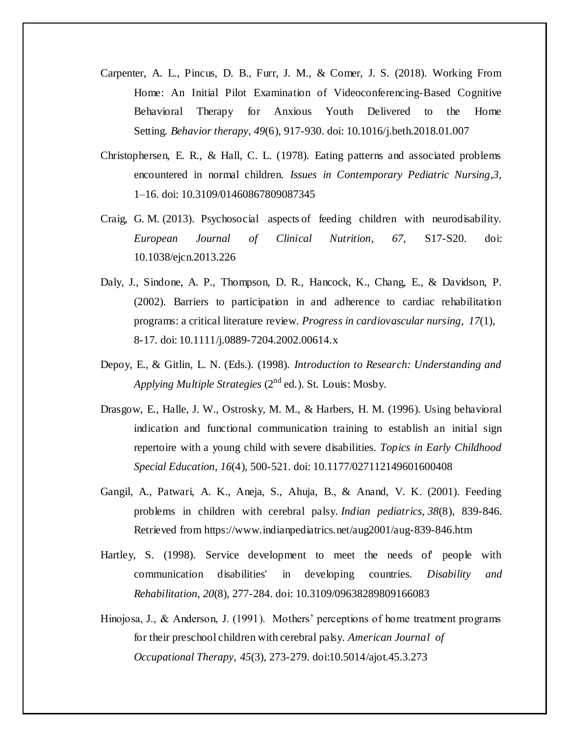Carpenter, A. L., Pincus, D. B., Furr, J. M., & Comer, J. S. (2018). Working From Home: An Initial Pilot Examination of Videoconferencing-Based Cognitive Behavioral Therapy for Anxious Youth Delivered to the Home Setting. *Behavior therapy*, *49*(6), 917-930. doi: 10.1016/j.beth.2018.01.007

Christophersen, E. R., & Hall, C. L. (1978). Eating patterns and associated problems encountered in normal children. *Issues in Contemporary Pediatric Nursing*,*3*, 1–16. doi: 10.3109/01460867809087345

Craig, G. M. (2013). Psychosocial aspects of feeding children with neurodisability. *European Journal of Clinical Nutrition*, *67*, S17-S20. doi: 10.1038/ejcn.2013.226

Daly, J., Sindone, A. P., Thompson, D. R., Hancock, K., Chang, E., & Davidson, P. (2002). Barriers to participation in and adherence to cardiac rehabilitation programs: a critical literature review. *Progress in cardiovascular nursing*, *17*(1), 8-17. doi: 10.1111/j.0889-7204.2002.00614.x

Depoy, E., & Gitlin, L. N. (Eds.). (1998). *Introduction to Research: Understanding and Applying Multiple Strategies* (2nd ed.). St. Louis: Mosby.

Drasgow, E., Halle, J. W., Ostrosky, M. M., & Harbers, H. M. (1996). Using behavioral indication and functional communication training to establish an initial sign repertoire with a young child with severe disabilities. *Topics in Early Childhood Special Education*, *16*(4), 500-521. doi: 10.1177/027112149601600408

Gangil, A., Patwari, A. K., Aneja, S., Ahuja, B., & Anand, V. K. (2001). Feeding problems in children with cerebral palsy. *Indian pediatrics*, *38*(8), 839-846. Retrieved from https://www.indianpediatrics.net/aug2001/aug-839-846.htm

Hartley, S. (1998). Service development to meet the needs of' people with communication disabilities' in developing countries. *Disability and Rehabilitation*, *20*(8), 277-284. doi: 10.3109/09638289809166083

Hinojosa, J., & Anderson, J. (1991). Mothers' perceptions of home treatment programs for their preschool children with cerebral palsy. *American Journal of Occupational Therapy*, *45*(3), 273-279. doi:10.5014/ajot.45.3.273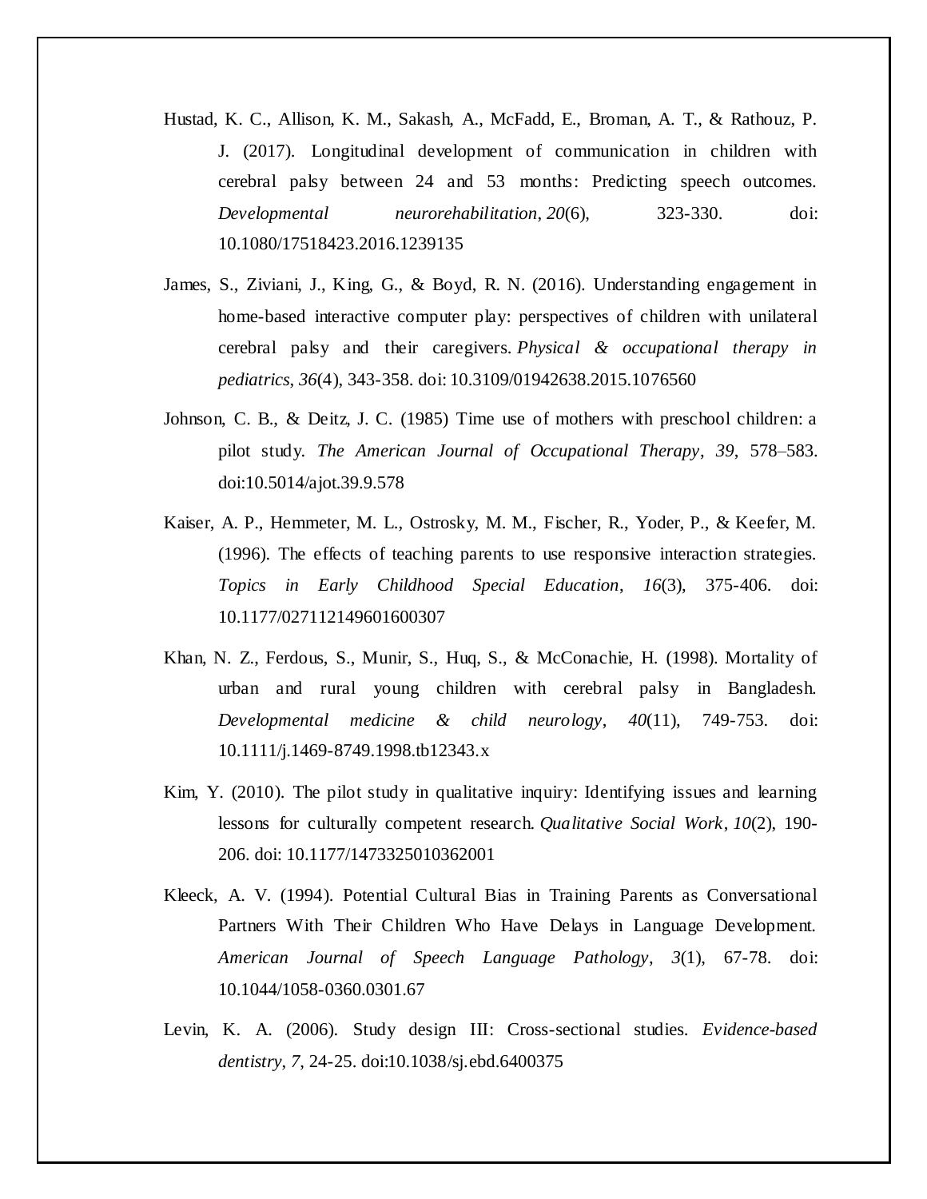Hustad, K. C., Allison, K. M., Sakash, A., McFadd, E., Broman, A. T., & Rathouz, P. J. (2017). Longitudinal development of communication in children with cerebral palsy between 24 and 53 months: Predicting speech outcomes. *Developmental neurorehabilitation*, *20*(6), 323-330. doi: 10.1080/17518423.2016.1239135

James, S., Ziviani, J., King, G., & Boyd, R. N. (2016). Understanding engagement in home-based interactive computer play: perspectives of children with unilateral cerebral palsy and their caregivers. *Physical & occupational therapy in pediatrics*, *36*(4), 343-358. doi: 10.3109/01942638.2015.1076560

Johnson, C. B., & Deitz, J. C. (1985) Time use of mothers with preschool children: a pilot study. *The American Journal of Occupational Therapy*, *39*, 578–583. doi:10.5014/ajot.39.9.578

Kaiser, A. P., Hemmeter, M. L., Ostrosky, M. M., Fischer, R., Yoder, P., & Keefer, M. (1996). The effects of teaching parents to use responsive interaction strategies. *Topics in Early Childhood Special Education*, *16*(3), 375-406. doi: 10.1177/027112149601600307

Khan, N. Z., Ferdous, S., Munir, S., Huq, S., & McConachie, H. (1998). Mortality of urban and rural young children with cerebral palsy in Bangladesh. *Developmental medicine & child neurology*, *40*(11), 749-753. doi: 10.1111/j.1469-8749.1998.tb12343.x

Kim, Y. (2010). The pilot study in qualitative inquiry: Identifying issues and learning lessons for culturally competent research. *Qualitative Social Work*, *10*(2), 190-206. doi: 10.1177/1473325010362001

Kleeck, A. V. (1994). Potential Cultural Bias in Training Parents as Conversational Partners With Their Children Who Have Delays in Language Development. *American Journal of Speech Language Pathology*, *3*(1), 67-78. doi: 10.1044/1058-0360.0301.67

Levin, K. A. (2006). Study design III: Cross-sectional studies. *Evidence-based dentistry*, *7*, 24-25. doi:10.1038/sj.ebd.6400375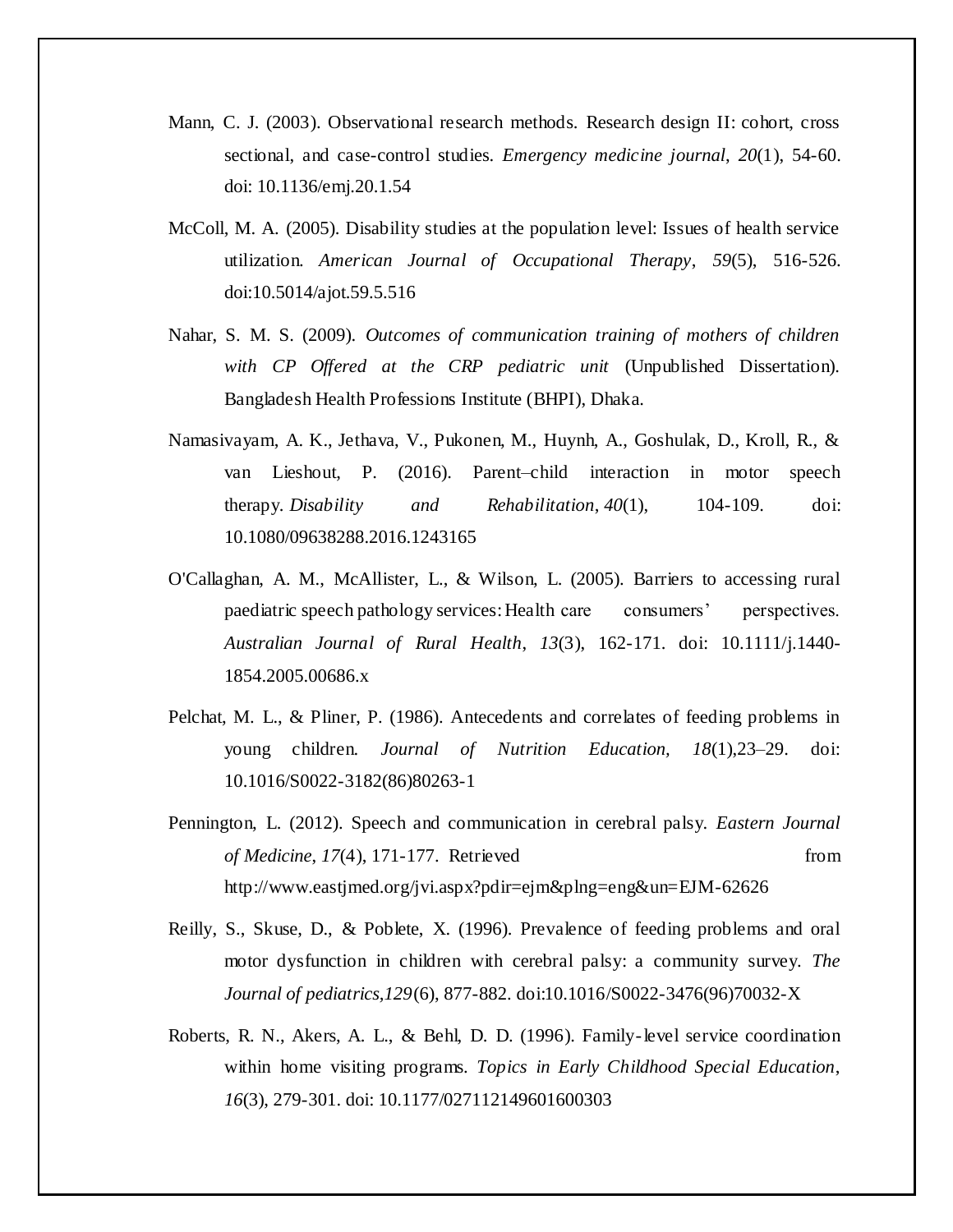Mann, C. J. (2003). Observational research methods. Research design II: cohort, cross sectional, and case-control studies. *Emergency medicine journal*, *20*(1), 54-60. doi: 10.1136/emj.20.1.54

McColl, M. A. (2005). Disability studies at the population level: Issues of health service utilization. *American Journal of Occupational Therapy*, *59*(5), 516-526. doi:10.5014/ajot.59.5.516

Nahar, S. M. S. (2009). *Outcomes of communication training of mothers of children with CP Offered at the CRP pediatric unit* (Unpublished Dissertation). Bangladesh Health Professions Institute (BHPI), Dhaka.

Namasivayam, A. K., Jethava, V., Pukonen, M., Huynh, A., Goshulak, D., Kroll, R., & van Lieshout, P. (2016). Parent–child interaction in motor speech therapy. *Disability and Rehabilitation*, *40*(1), 104-109. doi: 10.1080/09638288.2016.1243165

O'Callaghan, A. M., McAllister, L., & Wilson, L. (2005). Barriers to accessing rural paediatric speech pathology services: Health care consumers' perspectives. *Australian Journal of Rural Health*, *13*(3), 162-171. doi: 10.1111/j.1440-1854.2005.00686.x

Pelchat, M. L., & Pliner, P. (1986). Antecedents and correlates of feeding problems in young children. *Journal of Nutrition Education, 18*(1),23–29. doi: 10.1016/S0022-3182(86)80263-1

Pennington, L. (2012). Speech and communication in cerebral palsy. *Eastern Journal of Medicine*, *17*(4), 171-177. Retrieved from http://www.eastjmed.org/jvi.aspx?pdir=ejm&plng=eng&un=EJM-62626

Reilly, S., Skuse, D., & Poblete, X. (1996). Prevalence of feeding problems and oral motor dysfunction in children with cerebral palsy: a community survey. *The Journal of pediatrics,129*(6), 877-882. doi:10.1016/S0022-3476(96)70032-X

Roberts, R. N., Akers, A. L., & Behl, D. D. (1996). Family-level service coordination within home visiting programs. *Topics in Early Childhood Special Education*, *16*(3), 279-301. doi: 10.1177/027112149601600303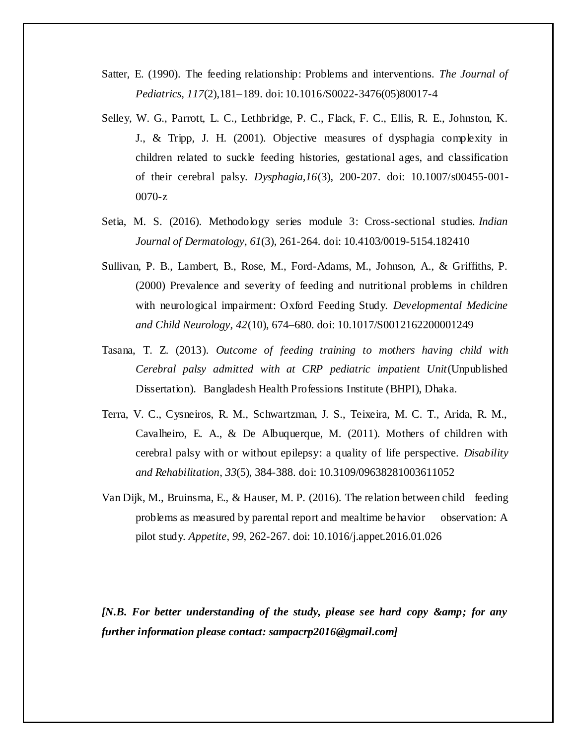Satter, E. (1990). The feeding relationship: Problems and interventions. *The Journal of Pediatrics*, *117*(2),181–189. doi: 10.1016/S0022-3476(05)80017-4

Selley, W. G., Parrott, L. C., Lethbridge, P. C., Flack, F. C., Ellis, R. E., Johnston, K. J., & Tripp, J. H. (2001). Objective measures of dysphagia complexity in children related to suckle feeding histories, gestational ages, and classification of their cerebral palsy. *Dysphagia,16*(3), 200-207. doi: 10.1007/s00455-001-0070-z

Setia, M. S. (2016). Methodology series module 3: Cross-sectional studies. *Indian Journal of Dermatology*, *61*(3), 261-264. doi: 10.4103/0019-5154.182410

Sullivan, P. B., Lambert, B., Rose, M., Ford-Adams, M., Johnson, A., & Griffiths, P. (2000) Prevalence and severity of feeding and nutritional problems in children with neurological impairment: Oxford Feeding Study. *Developmental Medicine and Child Neurology*, *42*(10), 674–680. doi: 10.1017/S0012162200001249

Tasana, T. Z. (2013). *Outcome of feeding training to mothers having child with Cerebral palsy admitted with at CRP pediatric impatient Unit*(Unpublished Dissertation). Bangladesh Health Professions Institute (BHPI), Dhaka.

Terra, V. C., Cysneiros, R. M., Schwartzman, J. S., Teixeira, M. C. T., Arida, R. M., Cavalheiro, E. A., & De Albuquerque, M. (2011). Mothers of children with cerebral palsy with or without epilepsy: a quality of life perspective. *Disability and Rehabilitation*, *33*(5), 384-388. doi: 10.3109/09638281003611052

Van Dijk, M., Bruinsma, E., & Hauser, M. P. (2016). The relation between child feeding problems as measured by parental report and mealtime behavior observation: A pilot study. *Appetite*, *99*, 262-267. doi: 10.1016/j.appet.2016.01.026

***[N.B. For better understanding of the study, please see hard copy &amp; for any further information please contact: sampacrp2016@gmail.com]***